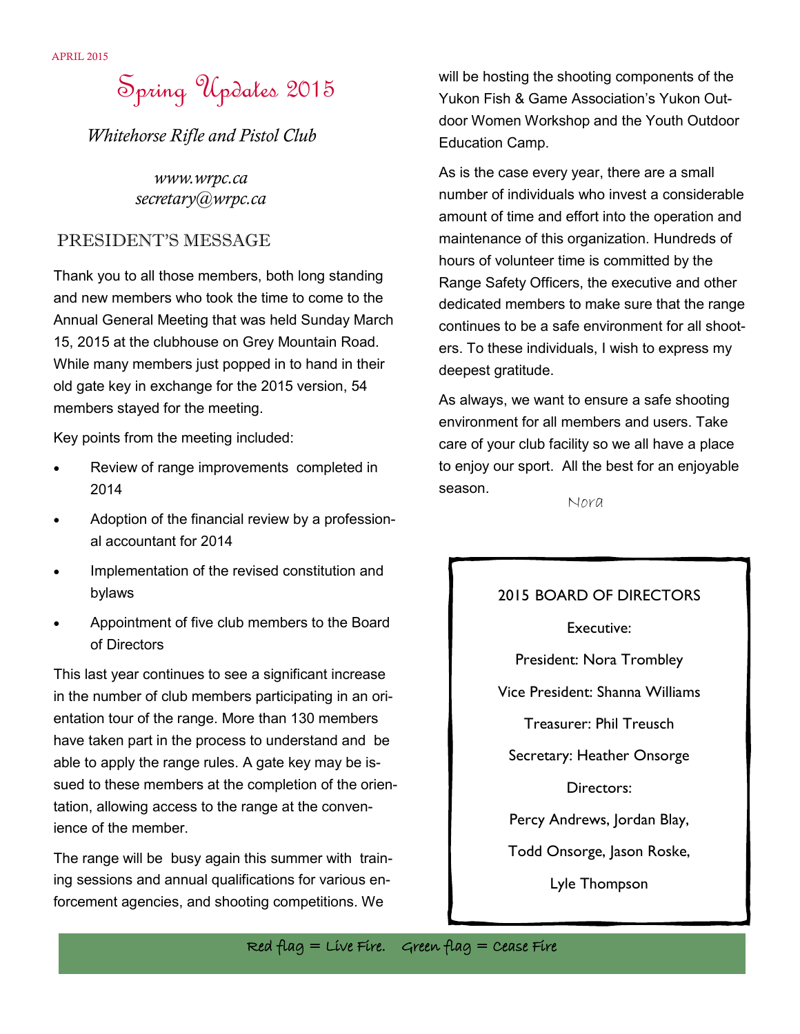APRIL 2015

# Spring Updates 2015

*Whitehorse Rifle and Pistol Club*

*www.wrpc.ca*
*secretary@wrpc.ca*

## PRESIDENT'S MESSAGE

Thank you to all those members, both long standing and new members who took the time to come to the Annual General Meeting that was held Sunday March 15, 2015 at the clubhouse on Grey Mountain Road. While many members just popped in to hand in their old gate key in exchange for the 2015 version, 54 members stayed for the meeting.

Key points from the meeting included:

- Review of range improvements completed in 2014
- Adoption of the financial review by a professional accountant for 2014
- Implementation of the revised constitution and bylaws
- Appointment of five club members to the Board of Directors

This last year continues to see a significant increase in the number of club members participating in an orientation tour of the range. More than 130 members have taken part in the process to understand and be able to apply the range rules. A gate key may be issued to these members at the completion of the orientation, allowing access to the range at the convenience of the member.

The range will be busy again this summer with training sessions and annual qualifications for various enforcement agencies, and shooting competitions. We will be hosting the shooting components of the Yukon Fish & Game Association's Yukon Outdoor Women Workshop and the Youth Outdoor Education Camp.

As is the case every year, there are a small number of individuals who invest a considerable amount of time and effort into the operation and maintenance of this organization. Hundreds of hours of volunteer time is committed by the Range Safety Officers, the executive and other dedicated members to make sure that the range continues to be a safe environment for all shooters. To these individuals, I wish to express my deepest gratitude.

As always, we want to ensure a safe shooting environment for all members and users. Take care of your club facility so we all have a place to enjoy our sport. All the best for an enjoyable season.

Nora

### 2015 BOARD OF DIRECTORS

Executive:

President: Nora Trombley

Vice President: Shanna Williams

Treasurer: Phil Treusch

Secretary: Heather Onsorge

Directors:

Percy Andrews, Jordan Blay,

Todd Onsorge, Jason Roske,

Lyle Thompson

Red flag = Live Fire. Green flag = Cease Fire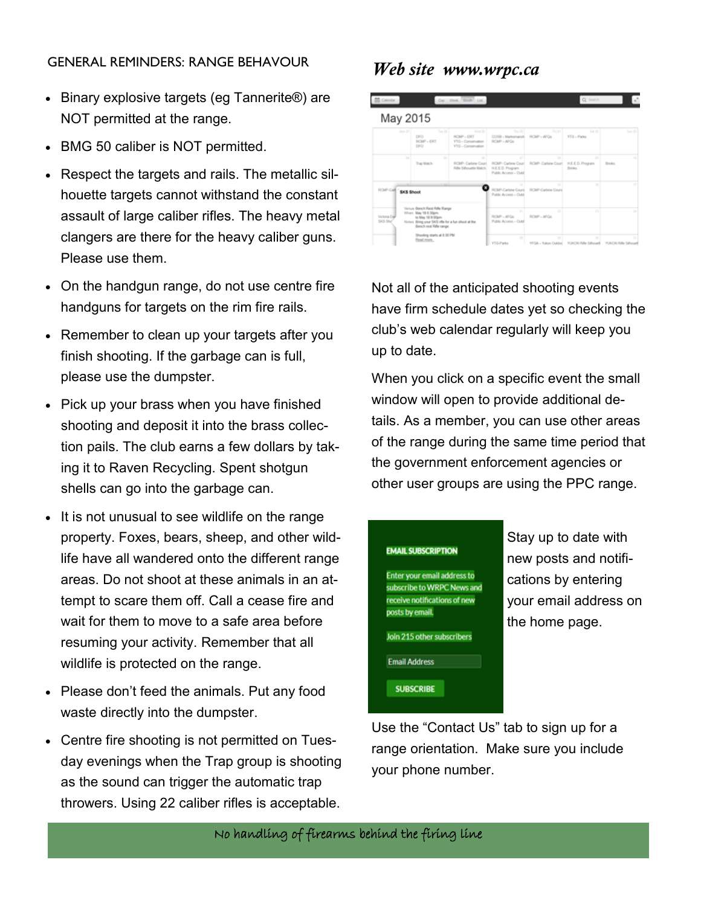## GENERAL REMINDERS: RANGE BEHAVOUR

- Binary explosive targets (eg Tannerite®) are NOT permitted at the range.
- BMG 50 caliber is NOT permitted.
- Respect the targets and rails. The metallic silhouette targets cannot withstand the constant assault of large caliber rifles. The heavy metal clangers are there for the heavy caliber guns. Please use them.
- On the handgun range, do not use centre fire handguns for targets on the rim fire rails.
- Remember to clean up your targets after you finish shooting. If the garbage can is full, please use the dumpster.
- Pick up your brass when you have finished shooting and deposit it into the brass collection pails. The club earns a few dollars by taking it to Raven Recycling. Spent shotgun shells can go into the garbage can.
- It is not unusual to see wildlife on the range property. Foxes, bears, sheep, and other wildlife have all wandered onto the different range areas. Do not shoot at these animals in an attempt to scare them off. Call a cease fire and wait for them to move to a safe area before resuming your activity. Remember that all wildlife is protected on the range.
- Please don't feed the animals. Put any food waste directly into the dumpster.
- Centre fire shooting is not permitted on Tuesday evenings when the Trap group is shooting as the sound can trigger the automatic trap throwers. Using 22 caliber rifles is acceptable.

## *Web site www.wrpc.ca*

Not all of the anticipated shooting events have firm schedule dates yet so checking the club's web calendar regularly will keep you up to date.

When you click on a specific event the small window will open to provide additional details. As a member, you can use other areas of the range during the same time period that the government enforcement agencies or other user groups are using the PPC range.

**EMAIL SUBSCRIPTION**

Enter your email address to subscribe to WRPC News and receive notifications of new posts by email.

Join 215 other subscribers

Email Address

SUBSCRIBE

Stay up to date with new posts and notifications by entering your email address on the home page.

Use the "Contact Us" tab to sign up for a range orientation. Make sure you include your phone number.

*No handling of firearms behind the firing line*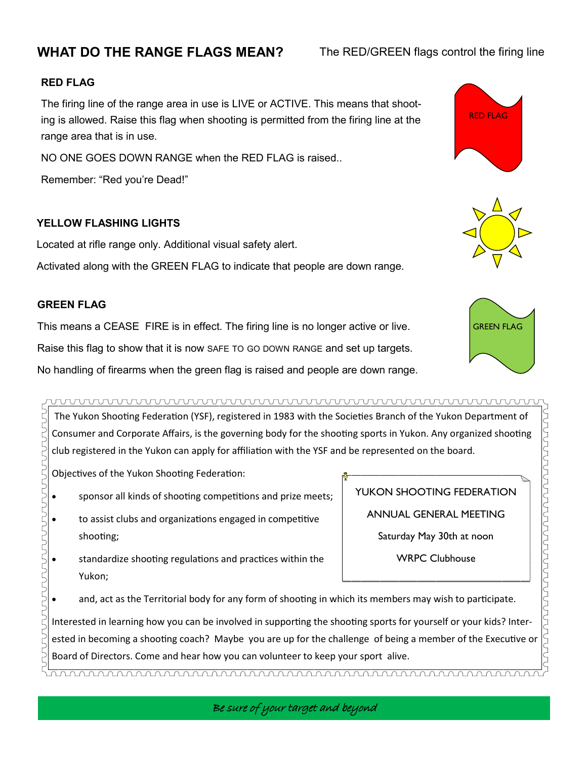## WHAT DO THE RANGE FLAGS MEAN?

The RED/GREEN flags control the firing line

### RED FLAG

The firing line of the range area in use is LIVE or ACTIVE. This means that shooting is allowed. Raise this flag when shooting is permitted from the firing line at the range area that is in use.

NO ONE GOES DOWN RANGE when the RED FLAG is raised..

Remember: “Red you’re Dead!”

RED FLAG

### YELLOW FLASHING LIGHTS

Located at rifle range only. Additional visual safety alert.

Activated along with the GREEN FLAG to indicate that people are down range.

### GREEN FLAG

This means a CEASE FIRE is in effect. The firing line is no longer active or live.

Raise this flag to show that it is now SAFE TO GO DOWN RANGE and set up targets.

No handling of firearms when the green flag is raised and people are down range.

GREEN FLAG

---

The Yukon Shooting Federation (YSF), registered in 1983 with the Societies Branch of the Yukon Department of Consumer and Corporate Affairs, is the governing body for the shooting sports in Yukon. Any organized shooting club registered in the Yukon can apply for affiliation with the YSF and be represented on the board.

Objectives of the Yukon Shooting Federation:

- sponsor all kinds of shooting competitions and prize meets;
- to assist clubs and organizations engaged in competitive shooting;
- standardize shooting regulations and practices within the Yukon;
- and, act as the Territorial body for any form of shooting in which its members may wish to participate.

> YUKON SHOOTING FEDERATION
>
> ANNUAL GENERAL MEETING
>
> Saturday May 30th at noon
>
> WRPC Clubhouse

Interested in learning how you can be involved in supporting the shooting sports for yourself or your kids? Interested in becoming a shooting coach? Maybe you are up for the challenge of being a member of the Executive or Board of Directors. Come and hear how you can volunteer to keep your sport alive.

*Be sure of your target and beyond*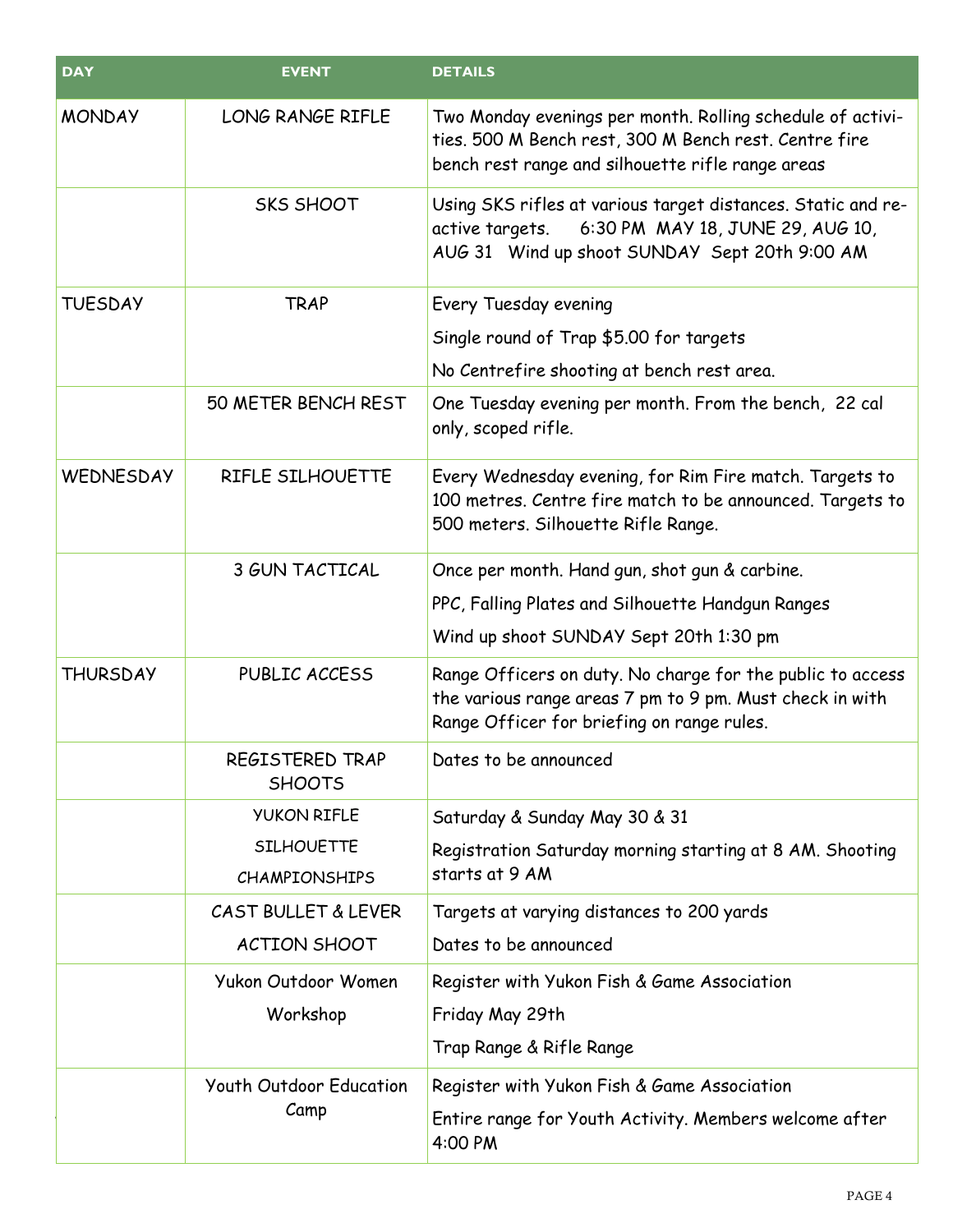| DAY | EVENT | DETAILS |
|---|---|---|
| MONDAY | LONG RANGE RIFLE | Two Monday evenings per month. Rolling schedule of activities. 500 M Bench rest, 300 M Bench rest. Centre fire bench rest range and silhouette rifle range areas |
| | SKS SHOOT | Using SKS rifles at various target distances. Static and reactive targets. 6:30 PM MAY 18, JUNE 29, AUG 10, AUG 31 Wind up shoot SUNDAY Sept 20th 9:00 AM |
| TUESDAY | TRAP | Every Tuesday evening<br>Single round of Trap $5.00 for targets<br>No Centrefire shooting at bench rest area. |
| | 50 METER BENCH REST | One Tuesday evening per month. From the bench, 22 cal only, scoped rifle. |
| WEDNESDAY | RIFLE SILHOUETTE | Every Wednesday evening, for Rim Fire match. Targets to 100 metres. Centre fire match to be announced. Targets to 500 meters. Silhouette Rifle Range. |
| | 3 GUN TACTICAL | Once per month. Hand gun, shot gun & carbine.<br>PPC, Falling Plates and Silhouette Handgun Ranges<br>Wind up shoot SUNDAY Sept 20th 1:30 pm |
| THURSDAY | PUBLIC ACCESS | Range Officers on duty. No charge for the public to access the various range areas 7 pm to 9 pm. Must check in with Range Officer for briefing on range rules. |
| | REGISTERED TRAP SHOOTS | Dates to be announced |
| | YUKON RIFLE SILHOUETTE CHAMPIONSHIPS | Saturday & Sunday May 30 & 31<br>Registration Saturday morning starting at 8 AM. Shooting starts at 9 AM |
| | CAST BULLET & LEVER ACTION SHOOT | Targets at varying distances to 200 yards<br>Dates to be announced |
| | Yukon Outdoor Women Workshop | Register with Yukon Fish & Game Association<br>Friday May 29th<br>Trap Range & Rifle Range |
| | Youth Outdoor Education Camp | Register with Yukon Fish & Game Association<br>Entire range for Youth Activity. Members welcome after 4:00 PM |